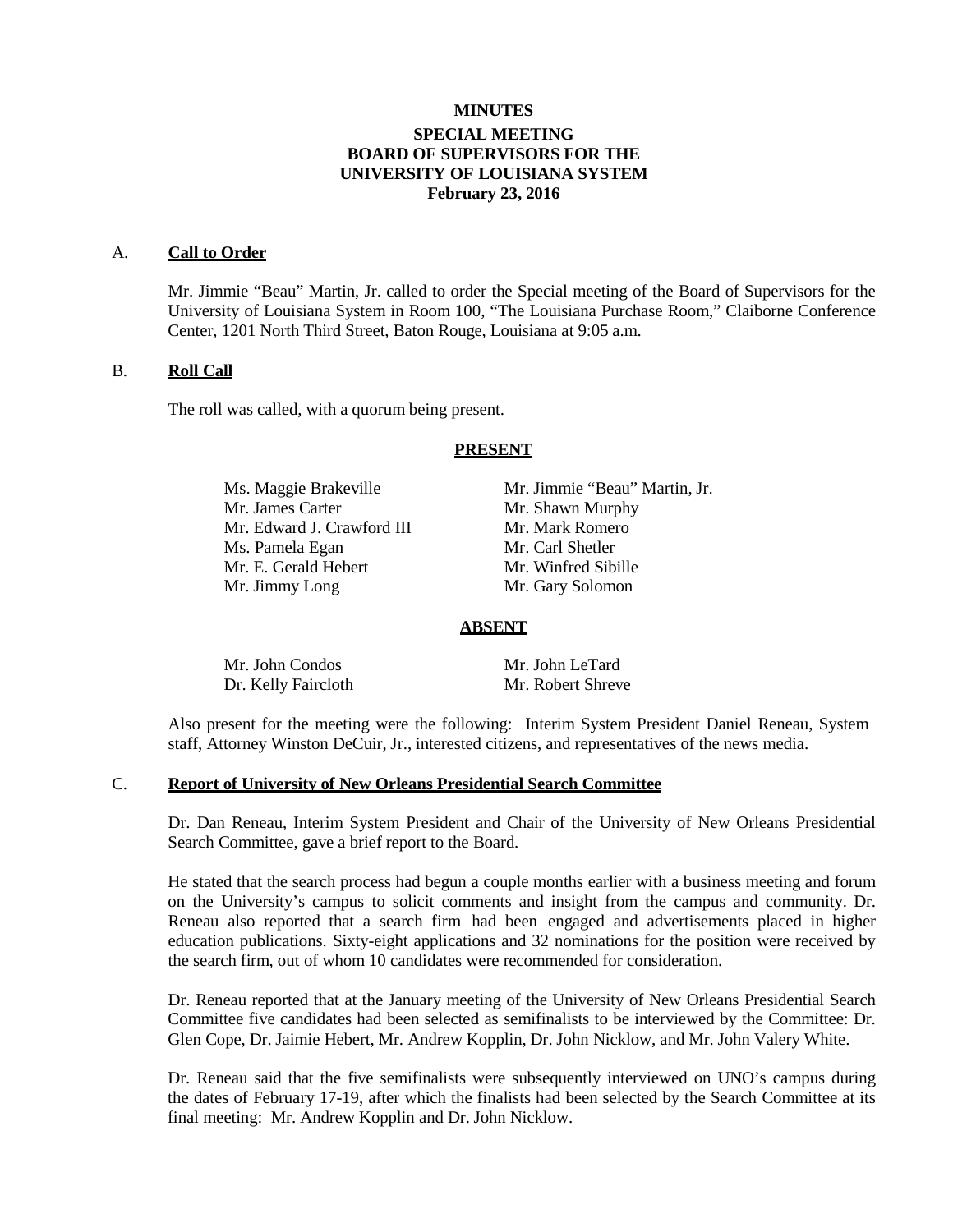# MINUTES

## SPECIAL MEETING
## BOARD OF SUPERVISORS FOR THE
## UNIVERSITY OF LOUISIANA SYSTEM
## February 23, 2016

## A. **Call to Order**

Mr. Jimmie "Beau" Martin, Jr. called to order the Special meeting of the Board of Supervisors for the University of Louisiana System in Room 100, "The Louisiana Purchase Room," Claiborne Conference Center, 1201 North Third Street, Baton Rouge, Louisiana at 9:05 a.m.

## B. **Roll Call**

The roll was called, with a quorum being present.

**PRESENT**

| | |
|---|---|
| Ms. Maggie Brakeville | Mr. Jimmie "Beau" Martin, Jr. |
| Mr. James Carter | Mr. Shawn Murphy |
| Mr. Edward J. Crawford III | Mr. Mark Romero |
| Ms. Pamela Egan | Mr. Carl Shetler |
| Mr. E. Gerald Hebert | Mr. Winfred Sibille |
| Mr. Jimmy Long | Mr. Gary Solomon |

**ABSENT**

| | |
|---|---|
| Mr. John Condos | Mr. John LeTard |
| Dr. Kelly Faircloth | Mr. Robert Shreve |

Also present for the meeting were the following: Interim System President Daniel Reneau, System staff, Attorney Winston DeCuir, Jr., interested citizens, and representatives of the news media.

## C. **Report of University of New Orleans Presidential Search Committee**

Dr. Dan Reneau, Interim System President and Chair of the University of New Orleans Presidential Search Committee, gave a brief report to the Board.

He stated that the search process had begun a couple months earlier with a business meeting and forum on the University's campus to solicit comments and insight from the campus and community. Dr. Reneau also reported that a search firm had been engaged and advertisements placed in higher education publications. Sixty-eight applications and 32 nominations for the position were received by the search firm, out of whom 10 candidates were recommended for consideration.

Dr. Reneau reported that at the January meeting of the University of New Orleans Presidential Search Committee five candidates had been selected as semifinalists to be interviewed by the Committee: Dr. Glen Cope, Dr. Jaimie Hebert, Mr. Andrew Kopplin, Dr. John Nicklow, and Mr. John Valery White.

Dr. Reneau said that the five semifinalists were subsequently interviewed on UNO's campus during the dates of February 17-19, after which the finalists had been selected by the Search Committee at its final meeting: Mr. Andrew Kopplin and Dr. John Nicklow.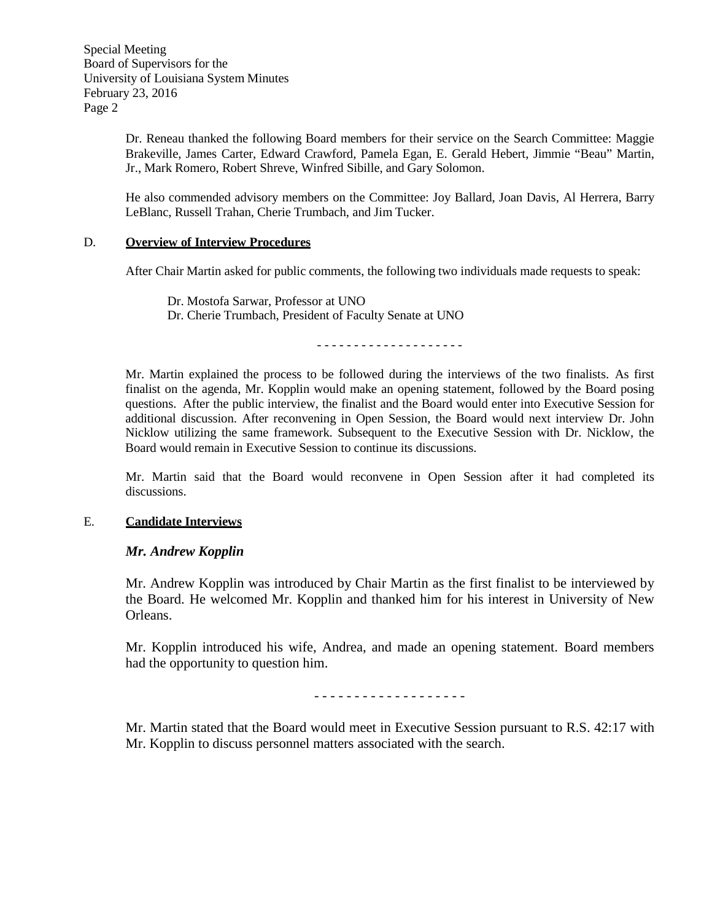Dr. Reneau thanked the following Board members for their service on the Search Committee: Maggie Brakeville, James Carter, Edward Crawford, Pamela Egan, E. Gerald Hebert, Jimmie "Beau" Martin, Jr., Mark Romero, Robert Shreve, Winfred Sibille, and Gary Solomon.

He also commended advisory members on the Committee: Joy Ballard, Joan Davis, Al Herrera, Barry LeBlanc, Russell Trahan, Cherie Trumbach, and Jim Tucker.

D. **Overview of Interview Procedures**

After Chair Martin asked for public comments, the following two individuals made requests to speak:

Dr. Mostofa Sarwar, Professor at UNO
Dr. Cherie Trumbach, President of Faculty Senate at UNO

\- - - - - - - - - - - - - - - - - - -

Mr. Martin explained the process to be followed during the interviews of the two finalists. As first finalist on the agenda, Mr. Kopplin would make an opening statement, followed by the Board posing questions. After the public interview, the finalist and the Board would enter into Executive Session for additional discussion. After reconvening in Open Session, the Board would next interview Dr. John Nicklow utilizing the same framework. Subsequent to the Executive Session with Dr. Nicklow, the Board would remain in Executive Session to continue its discussions.

Mr. Martin said that the Board would reconvene in Open Session after it had completed its discussions.

E. **Candidate Interviews**

***Mr. Andrew Kopplin***

Mr. Andrew Kopplin was introduced by Chair Martin as the first finalist to be interviewed by the Board. He welcomed Mr. Kopplin and thanked him for his interest in University of New Orleans.

Mr. Kopplin introduced his wife, Andrea, and made an opening statement. Board members had the opportunity to question him.

\- - - - - - - - - - - - - - - - - - -

Mr. Martin stated that the Board would meet in Executive Session pursuant to R.S. 42:17 with Mr. Kopplin to discuss personnel matters associated with the search.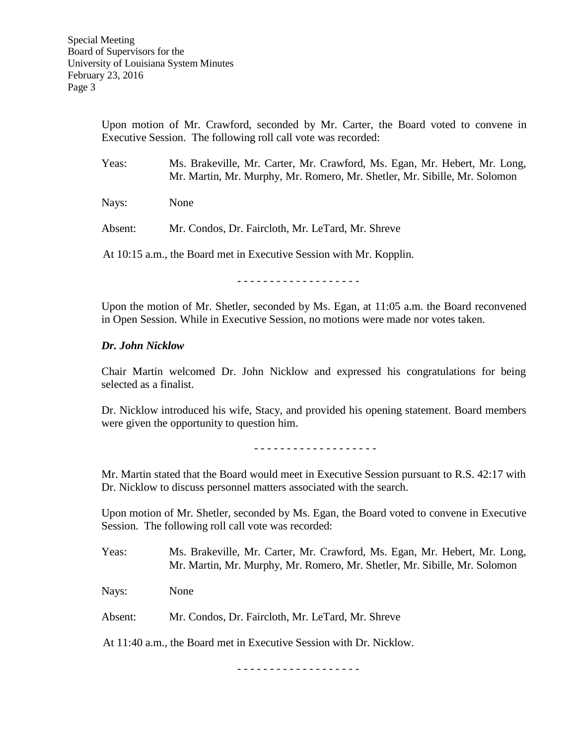Upon motion of Mr. Crawford, seconded by Mr. Carter, the Board voted to convene in Executive Session. The following roll call vote was recorded:

Yeas: Ms. Brakeville, Mr. Carter, Mr. Crawford, Ms. Egan, Mr. Hebert, Mr. Long, Mr. Martin, Mr. Murphy, Mr. Romero, Mr. Shetler, Mr. Sibille, Mr. Solomon

Nays: None

Absent: Mr. Condos, Dr. Faircloth, Mr. LeTard, Mr. Shreve

At 10:15 a.m., the Board met in Executive Session with Mr. Kopplin.

\- - - - - - - - - - - - - - - - - -

Upon the motion of Mr. Shetler, seconded by Ms. Egan, at 11:05 a.m. the Board reconvened in Open Session. While in Executive Session, no motions were made nor votes taken.

***Dr. John Nicklow***

Chair Martin welcomed Dr. John Nicklow and expressed his congratulations for being selected as a finalist.

Dr. Nicklow introduced his wife, Stacy, and provided his opening statement. Board members were given the opportunity to question him.

\- - - - - - - - - - - - - - - - - -

Mr. Martin stated that the Board would meet in Executive Session pursuant to R.S. 42:17 with Dr. Nicklow to discuss personnel matters associated with the search.

Upon motion of Mr. Shetler, seconded by Ms. Egan, the Board voted to convene in Executive Session. The following roll call vote was recorded:

Yeas: Ms. Brakeville, Mr. Carter, Mr. Crawford, Ms. Egan, Mr. Hebert, Mr. Long, Mr. Martin, Mr. Murphy, Mr. Romero, Mr. Shetler, Mr. Sibille, Mr. Solomon

Nays: None

Absent: Mr. Condos, Dr. Faircloth, Mr. LeTard, Mr. Shreve

At 11:40 a.m., the Board met in Executive Session with Dr. Nicklow.

\- - - - - - - - - - - - - - - - - -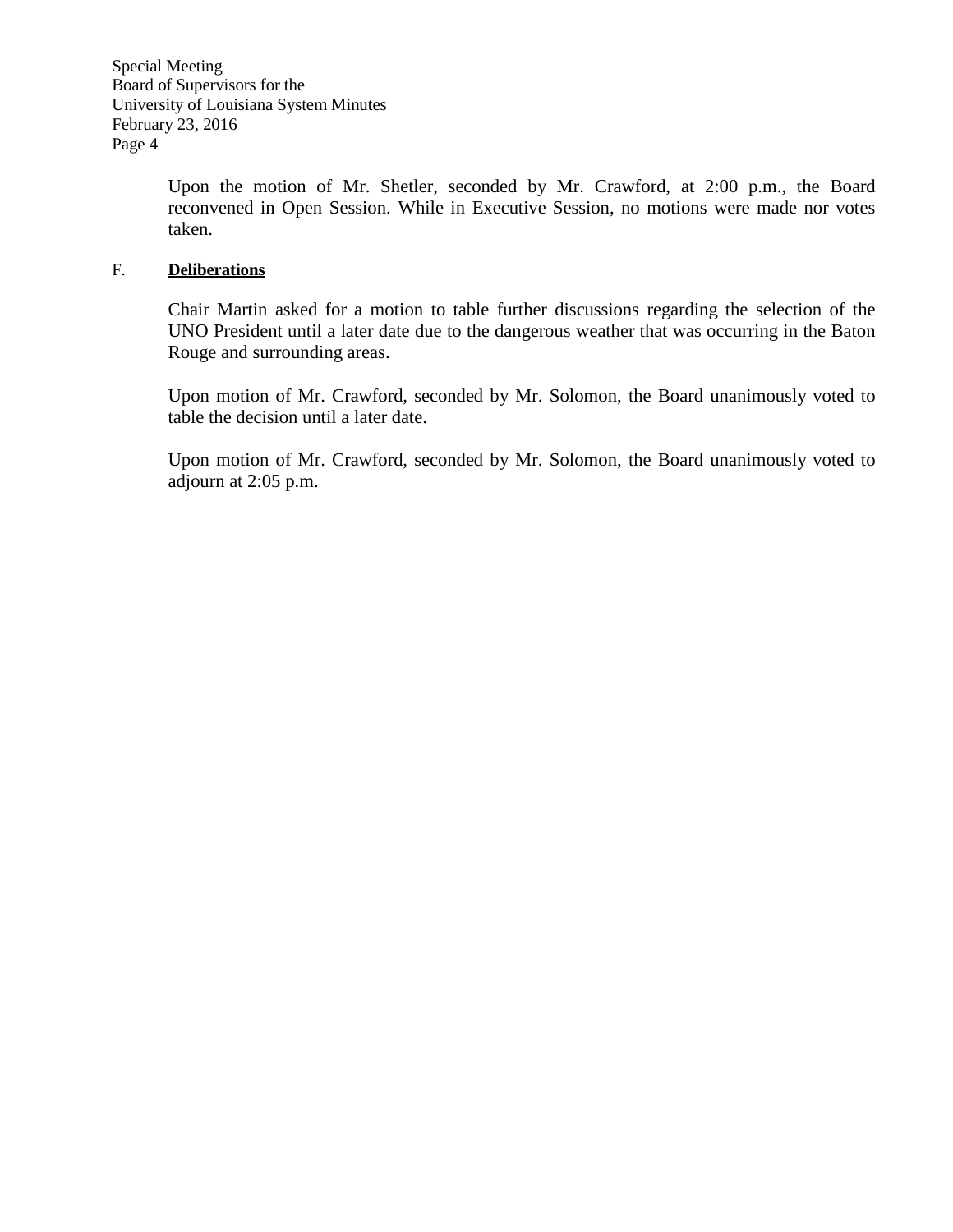Upon the motion of Mr. Shetler, seconded by Mr. Crawford, at 2:00 p.m., the Board reconvened in Open Session. While in Executive Session, no motions were made nor votes taken.

F. **Deliberations**

Chair Martin asked for a motion to table further discussions regarding the selection of the UNO President until a later date due to the dangerous weather that was occurring in the Baton Rouge and surrounding areas.

Upon motion of Mr. Crawford, seconded by Mr. Solomon, the Board unanimously voted to table the decision until a later date.

Upon motion of Mr. Crawford, seconded by Mr. Solomon, the Board unanimously voted to adjourn at 2:05 p.m.